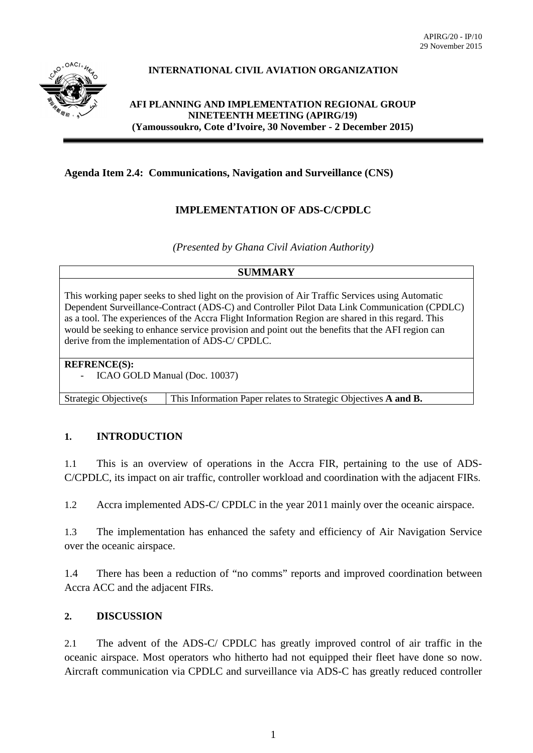APIRG/20 - IP/10
29 November 2015

**INTERNATIONAL CIVIL AVIATION ORGANIZATION**

**AFI PLANNING AND IMPLEMENTATION REGIONAL GROUP**
**NINETEENTH MEETING (APIRG/19)**
**(Yamoussoukro, Cote d'Ivoire, 30 November - 2 December 2015)**

---

**Agenda Item 2.4: Communications, Navigation and Surveillance (CNS)**

**IMPLEMENTATION OF ADS-C/CPDLC**

*(Presented by Ghana Civil Aviation Authority)*

| **SUMMARY** | |
|---|---|
| This working paper seeks to shed light on the provision of Air Traffic Services using Automatic Dependent Surveillance-Contract (ADS-C) and Controller Pilot Data Link Communication (CPDLC) as a tool. The experiences of the Accra Flight Information Region are shared in this regard. This would be seeking to enhance service provision and point out the benefits that the AFI region can derive from the implementation of ADS-C/ CPDLC. | |
| **REFRENCE(S):**<br>- ICAO GOLD Manual (Doc. 10037) | |
| Strategic Objective(s | This Information Paper relates to Strategic Objectives **A and B.** |

## 1. INTRODUCTION

1.1 This is an overview of operations in the Accra FIR, pertaining to the use of ADS-C/CPDLC, its impact on air traffic, controller workload and coordination with the adjacent FIRs.

1.2 Accra implemented ADS-C/ CPDLC in the year 2011 mainly over the oceanic airspace.

1.3 The implementation has enhanced the safety and efficiency of Air Navigation Service over the oceanic airspace.

1.4 There has been a reduction of "no comms" reports and improved coordination between Accra ACC and the adjacent FIRs.

## 2. DISCUSSION

2.1 The advent of the ADS-C/ CPDLC has greatly improved control of air traffic in the oceanic airspace. Most operators who hitherto had not equipped their fleet have done so now. Aircraft communication via CPDLC and surveillance via ADS-C has greatly reduced controller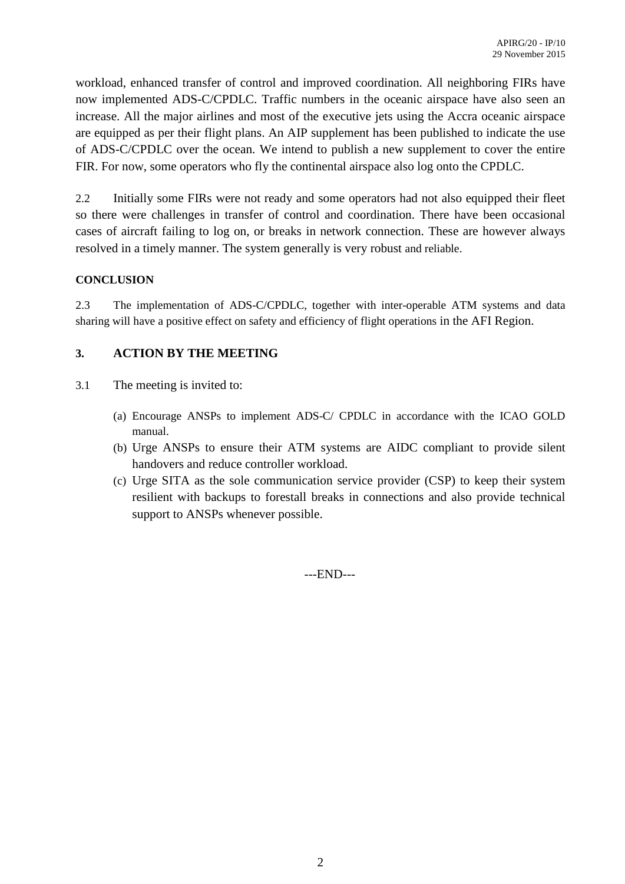workload, enhanced transfer of control and improved coordination. All neighboring FIRs have now implemented ADS-C/CPDLC. Traffic numbers in the oceanic airspace have also seen an increase. All the major airlines and most of the executive jets using the Accra oceanic airspace are equipped as per their flight plans. An AIP supplement has been published to indicate the use of ADS-C/CPDLC over the ocean. We intend to publish a new supplement to cover the entire FIR. For now, some operators who fly the continental airspace also log onto the CPDLC.

2.2 Initially some FIRs were not ready and some operators had not also equipped their fleet so there were challenges in transfer of control and coordination. There have been occasional cases of aircraft failing to log on, or breaks in network connection. These are however always resolved in a timely manner. The system generally is very robust and reliable.

**CONCLUSION**

2.3 The implementation of ADS-C/CPDLC, together with inter-operable ATM systems and data sharing will have a positive effect on safety and efficiency of flight operations in the AFI Region.

## 3. ACTION BY THE MEETING

3.1 The meeting is invited to:

(a) Encourage ANSPs to implement ADS-C/ CPDLC in accordance with the ICAO GOLD manual.

(b) Urge ANSPs to ensure their ATM systems are AIDC compliant to provide silent handovers and reduce controller workload.

(c) Urge SITA as the sole communication service provider (CSP) to keep their system resilient with backups to forestall breaks in connections and also provide technical support to ANSPs whenever possible.

---END---